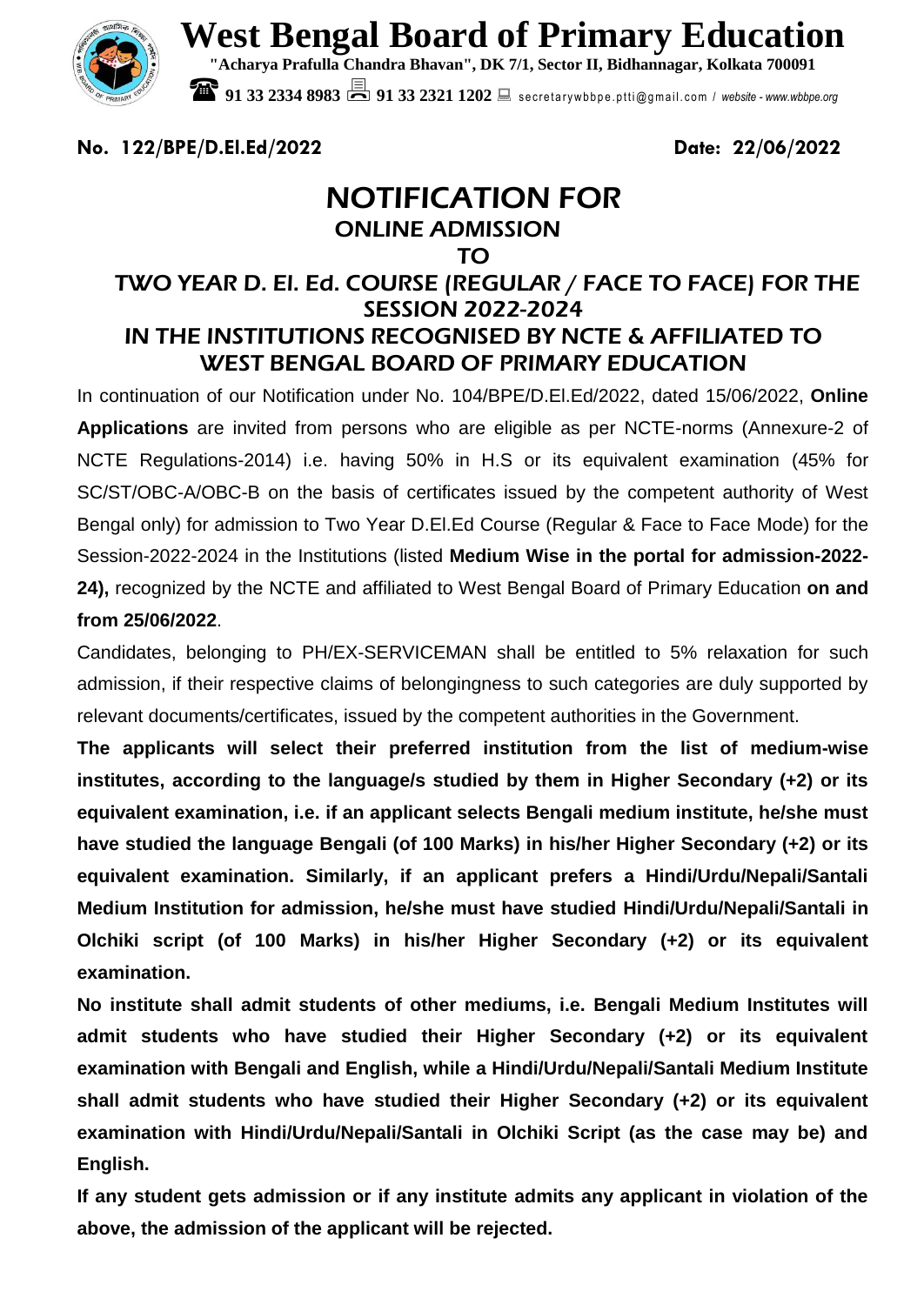# West Bengal Board of Primary Education

**"Acharya Prafulla Chandra Bhavan", DK 7/1, Sector II, Bidhannagar, Kolkata 700091**

**91 33 2334 8983** **91 33 2321 1202** secretarywbbpe.ptti@gmail.com / *website - www.wbbpe.org*

**No. 122/BPE/D.El.Ed/2022** **Date: 22/06/2022**

## NOTIFICATION FOR
### ONLINE ADMISSION
### TO
### TWO YEAR D. El. Ed. COURSE (REGULAR / FACE TO FACE) FOR THE SESSION 2022-2024
### IN THE INSTITUTIONS RECOGNISED BY NCTE & AFFILIATED TO WEST BENGAL BOARD OF PRIMARY EDUCATION

In continuation of our Notification under No. 104/BPE/D.El.Ed/2022, dated 15/06/2022, **Online Applications** are invited from persons who are eligible as per NCTE-norms (Annexure-2 of NCTE Regulations-2014) i.e. having 50% in H.S or its equivalent examination (45% for SC/ST/OBC-A/OBC-B on the basis of certificates issued by the competent authority of West Bengal only) for admission to Two Year D.El.Ed Course (Regular & Face to Face Mode) for the Session-2022-2024 in the Institutions (listed **Medium Wise in the portal for admission-2022-24),** recognized by the NCTE and affiliated to West Bengal Board of Primary Education **on and from 25/06/2022**.

Candidates, belonging to PH/EX-SERVICEMAN shall be entitled to 5% relaxation for such admission, if their respective claims of belongingness to such categories are duly supported by relevant documents/certificates, issued by the competent authorities in the Government.

**The applicants will select their preferred institution from the list of medium-wise institutes, according to the language/s studied by them in Higher Secondary (+2) or its equivalent examination, i.e. if an applicant selects Bengali medium institute, he/she must have studied the language Bengali (of 100 Marks) in his/her Higher Secondary (+2) or its equivalent examination. Similarly, if an applicant prefers a Hindi/Urdu/Nepali/Santali Medium Institution for admission, he/she must have studied Hindi/Urdu/Nepali/Santali in Olchiki script (of 100 Marks) in his/her Higher Secondary (+2) or its equivalent examination.**

**No institute shall admit students of other mediums, i.e. Bengali Medium Institutes will admit students who have studied their Higher Secondary (+2) or its equivalent examination with Bengali and English, while a Hindi/Urdu/Nepali/Santali Medium Institute shall admit students who have studied their Higher Secondary (+2) or its equivalent examination with Hindi/Urdu/Nepali/Santali in Olchiki Script (as the case may be) and English.**

**If any student gets admission or if any institute admits any applicant in violation of the above, the admission of the applicant will be rejected.**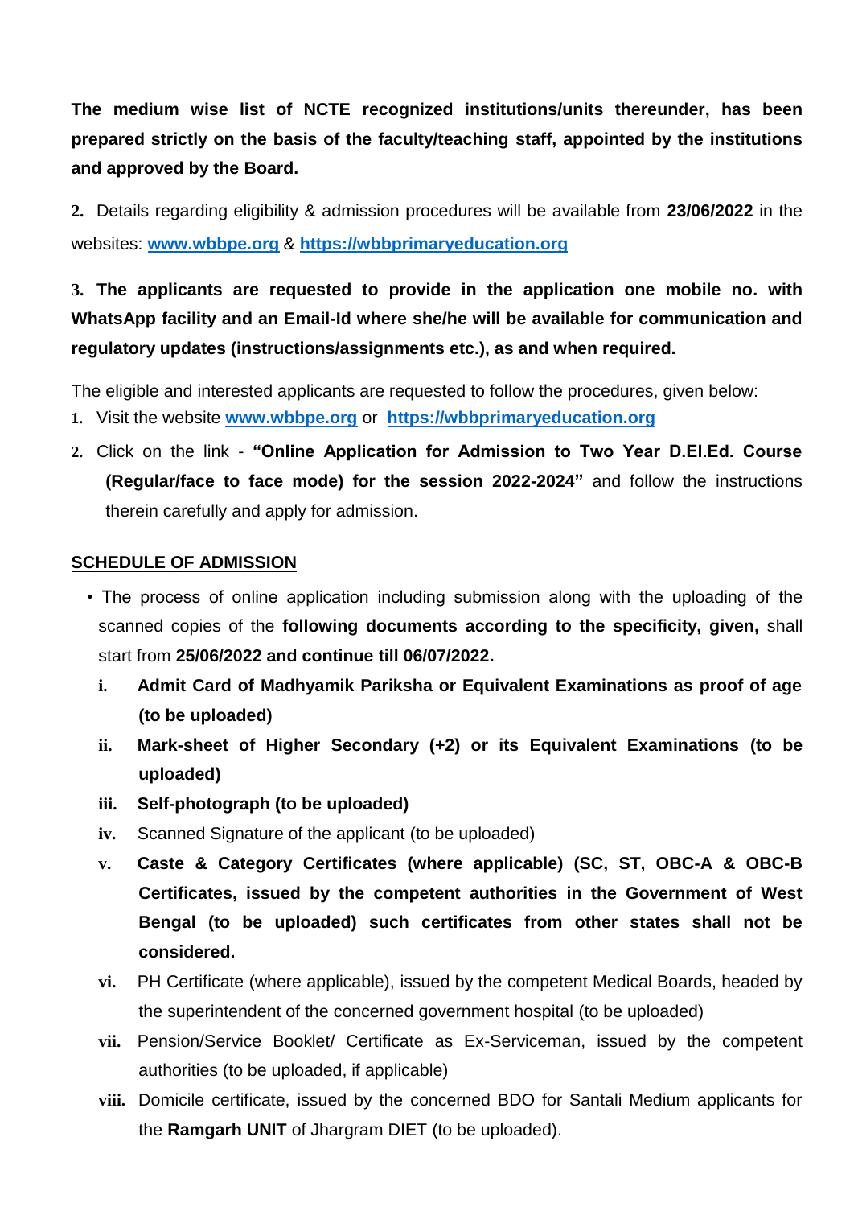**The medium wise list of NCTE recognized institutions/units thereunder, has been prepared strictly on the basis of the faculty/teaching staff, appointed by the institutions and approved by the Board.**

**2.** Details regarding eligibility & admission procedures will be available from **23/06/2022** in the websites: **www.wbbpe.org** & **https://wbbprimaryeducation.org**

**3. The applicants are requested to provide in the application one mobile no. with WhatsApp facility and an Email-Id where she/he will be available for communication and regulatory updates (instructions/assignments etc.), as and when required.**

The eligible and interested applicants are requested to follow the procedures, given below:

1. Visit the website **www.wbbpe.org** or **https://wbbprimaryeducation.org**
2. Click on the link - **"Online Application for Admission to Two Year D.El.Ed. Course (Regular/face to face mode) for the session 2022-2024"** and follow the instructions therein carefully and apply for admission.

**SCHEDULE OF ADMISSION**

- The process of online application including submission along with the uploading of the scanned copies of the **following documents according to the specificity, given,** shall start from **25/06/2022 and continue till 06/07/2022.**
  - i. **Admit Card of Madhyamik Pariksha or Equivalent Examinations as proof of age (to be uploaded)**
  - ii. **Mark-sheet of Higher Secondary (+2) or its Equivalent Examinations (to be uploaded)**
  - iii. **Self-photograph (to be uploaded)**
  - iv. Scanned Signature of the applicant (to be uploaded)
  - v. **Caste & Category Certificates (where applicable) (SC, ST, OBC-A & OBC-B Certificates, issued by the competent authorities in the Government of West Bengal (to be uploaded) such certificates from other states shall not be considered.**
  - vi. PH Certificate (where applicable), issued by the competent Medical Boards, headed by the superintendent of the concerned government hospital (to be uploaded)
  - vii. Pension/Service Booklet/ Certificate as Ex-Serviceman, issued by the competent authorities (to be uploaded, if applicable)
  - viii. Domicile certificate, issued by the concerned BDO for Santali Medium applicants for the **Ramgarh UNIT** of Jhargram DIET (to be uploaded).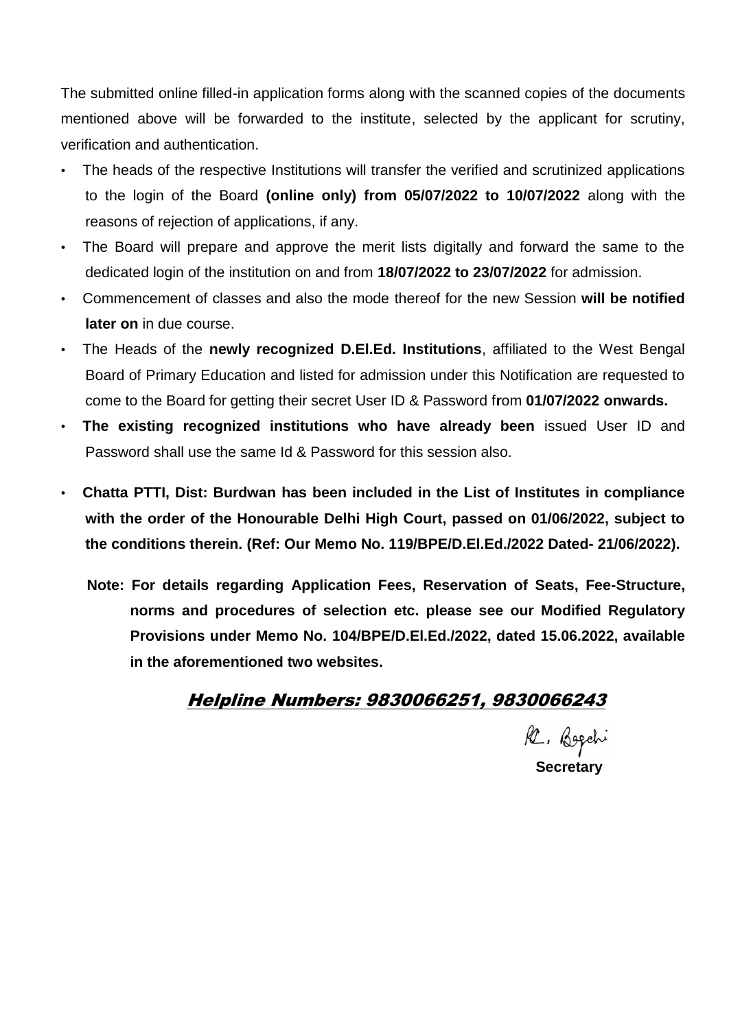The submitted online filled-in application forms along with the scanned copies of the documents mentioned above will be forwarded to the institute, selected by the applicant for scrutiny, verification and authentication.

- The heads of the respective Institutions will transfer the verified and scrutinized applications to the login of the Board **(online only) from 05/07/2022 to 10/07/2022** along with the reasons of rejection of applications, if any.
- The Board will prepare and approve the merit lists digitally and forward the same to the dedicated login of the institution on and from **18/07/2022 to 23/07/2022** for admission.
- Commencement of classes and also the mode thereof for the new Session **will be notified later on** in due course.
- The Heads of the **newly recognized D.El.Ed. Institutions**, affiliated to the West Bengal Board of Primary Education and listed for admission under this Notification are requested to come to the Board for getting their secret User ID & Password from **01/07/2022 onwards.**
- **The existing recognized institutions who have already been** issued User ID and Password shall use the same Id & Password for this session also.
- **Chatta PTTI, Dist: Burdwan has been included in the List of Institutes in compliance with the order of the Honourable Delhi High Court, passed on 01/06/2022, subject to the conditions therein. (Ref: Our Memo No. 119/BPE/D.El.Ed./2022 Dated- 21/06/2022).**

**Note: For details regarding Application Fees, Reservation of Seats, Fee-Structure, norms and procedures of selection etc. please see our Modified Regulatory Provisions under Memo No. 104/BPE/D.El.Ed./2022, dated 15.06.2022, available in the aforementioned two websites.**

***Helpline Numbers: 9830066251, 9830066243***

R. Bagchi

**Secretary**